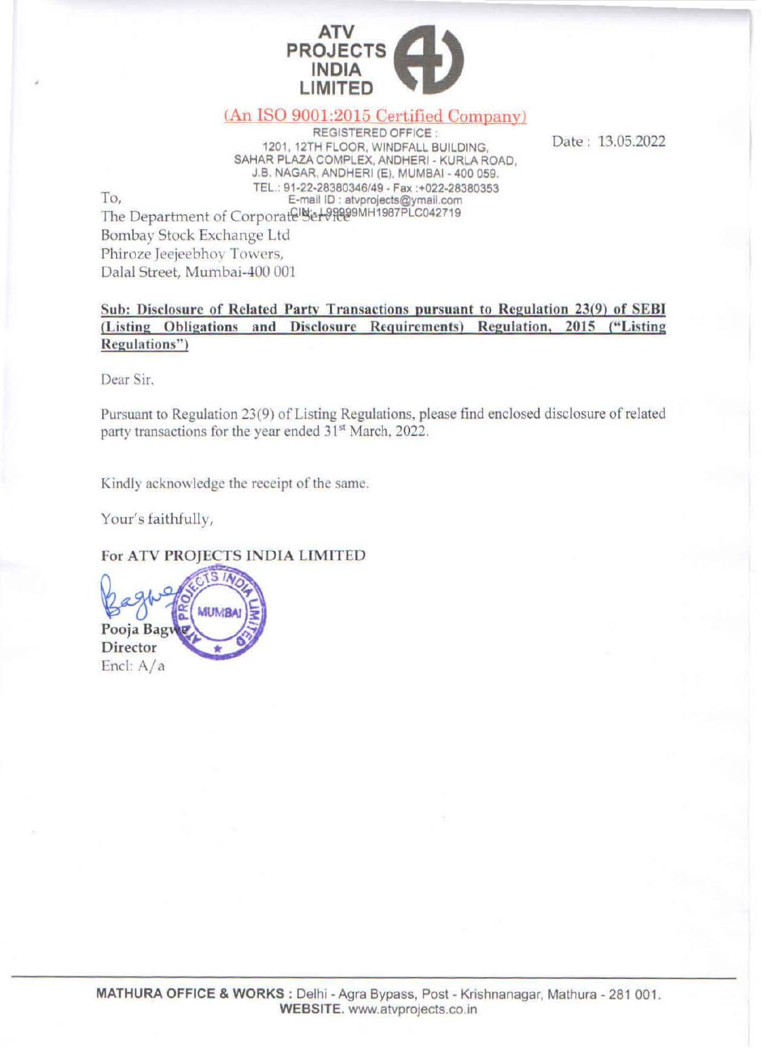**ATV PROJECTS INDIA LIMITED**

(An ISO 9001:2015 Certified Company)

REGISTERED OFFICE :
1201, 12TH FLOOR, WINDFALL BUILDING,
SAHAR PLAZA COMPLEX, ANDHERI - KURLA ROAD,
J.B. NAGAR, ANDHERI (E), MUMBAI - 400 059.
TEL.: 91-22-28380346/49 - Fax :+022-28380353
E-mail ID : atvprojects@ymail.com
CIN : L99999MH1987PLC042719

Date : 13.05.2022

To,
The Department of Corporate Service
Bombay Stock Exchange Ltd
Phiroze Jeejeebhoy Towers,
Dalal Street, Mumbai-400 001

**Sub: Disclosure of Related Party Transactions pursuant to Regulation 23(9) of SEBI (Listing Obligations and Disclosure Requirements) Regulation, 2015 ("Listing Regulations")**

Dear Sir,

Pursuant to Regulation 23(9) of Listing Regulations, please find enclosed disclosure of related party transactions for the year ended 31st March, 2022.

Kindly acknowledge the receipt of the same.

Your's faithfully,

**For ATV PROJECTS INDIA LIMITED**

**Pooja Bagwe**
**Director**
Encl: A/a

MATHURA OFFICE & WORKS : Delhi - Agra Bypass, Post - Krishnanagar, Mathura - 281 001.
WEBSITE. www.atvprojects.co.in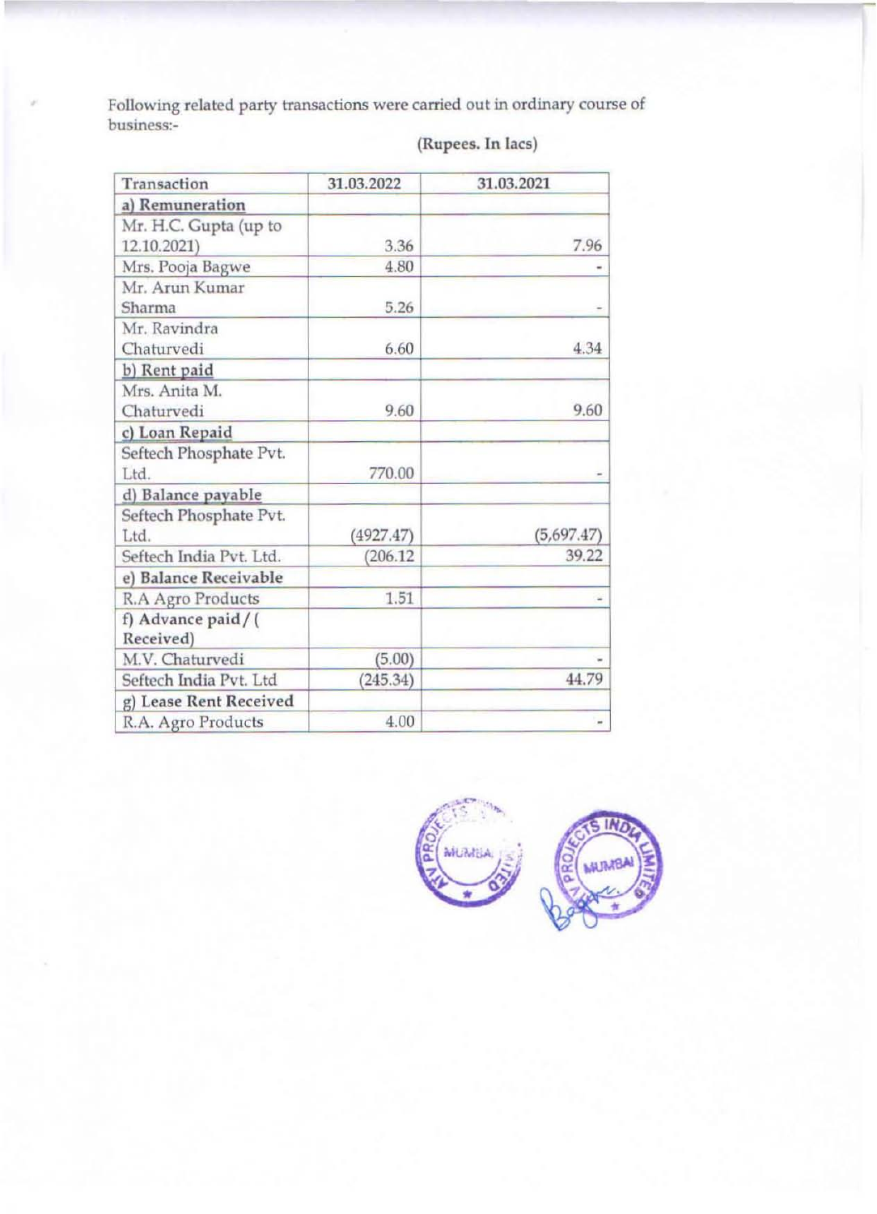Following related party transactions were carried out in ordinary course of business:-

(Rupees. In lacs)

| Transaction | 31.03.2022 | 31.03.2021 |
|---|---|---|
| **a) Remuneration** | | |
| Mr. H.C. Gupta (up to 12.10.2021) | 3.36 | 7.96 |
| Mrs. Pooja Bagwe | 4.80 | - |
| Mr. Arun Kumar Sharma | 5.26 | - |
| Mr. Ravindra Chaturvedi | 6.60 | 4.34 |
| **b) Rent paid** | | |
| Mrs. Anita M. Chaturvedi | 9.60 | 9.60 |
| **c) Loan Repaid** | | |
| Seftech Phosphate Pvt. Ltd. | 770.00 | - |
| **d) Balance payable** | | |
| Seftech Phosphate Pvt. Ltd. | (4927.47) | (5,697.47) |
| Seftech India Pvt. Ltd. | (206.12 | 39.22 |
| **e) Balance Receivable** | | |
| R.A Agro Products | 1.51 | - |
| **f) Advance paid / ( Received)** | | |
| M.V. Chaturvedi | (5.00) | - |
| Seftech India Pvt. Ltd | (245.34) | 44.79 |
| **g) Lease Rent Received** | | |
| R.A. Agro Products | 4.00 | - |